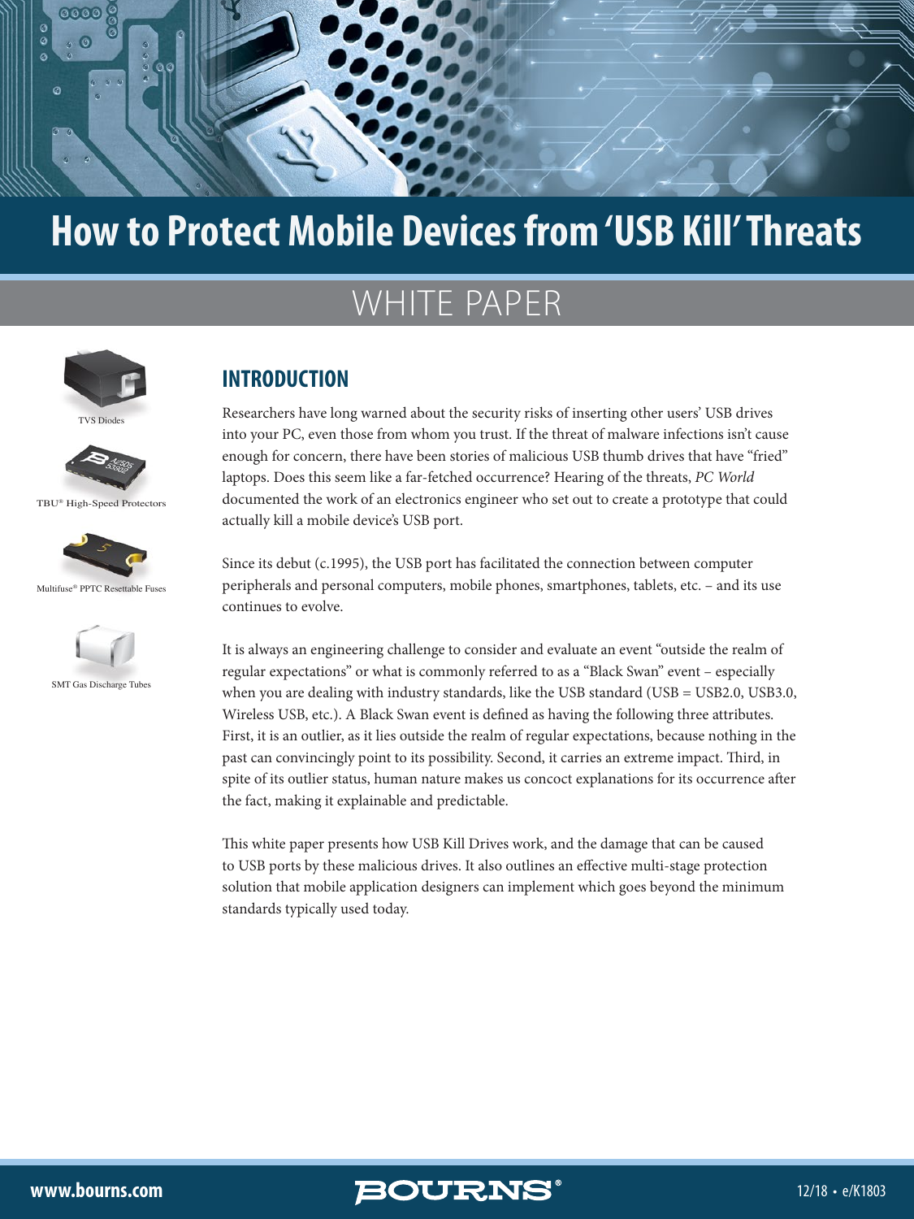# How to Protect Mobile Devices from 'USB Kill' Threats

## WHITE PAPER

TVS Diodes

TBU® High-Speed Protectors

Multifuse® PPTC Resettable Fuses

SMT Gas Discharge Tubes

## INTRODUCTION

Researchers have long warned about the security risks of inserting other users' USB drives into your PC, even those from whom you trust. If the threat of malware infections isn't cause enough for concern, there have been stories of malicious USB thumb drives that have "fried" laptops. Does this seem like a far-fetched occurrence? Hearing of the threats, *PC World* documented the work of an electronics engineer who set out to create a prototype that could actually kill a mobile device's USB port.

Since its debut (c.1995), the USB port has facilitated the connection between computer peripherals and personal computers, mobile phones, smartphones, tablets, etc. – and its use continues to evolve.

It is always an engineering challenge to consider and evaluate an event "outside the realm of regular expectations" or what is commonly referred to as a "Black Swan" event – especially when you are dealing with industry standards, like the USB standard (USB = USB2.0, USB3.0, Wireless USB, etc.). A Black Swan event is defined as having the following three attributes. First, it is an outlier, as it lies outside the realm of regular expectations, because nothing in the past can convincingly point to its possibility. Second, it carries an extreme impact. Third, in spite of its outlier status, human nature makes us concoct explanations for its occurrence after the fact, making it explainable and predictable.

This white paper presents how USB Kill Drives work, and the damage that can be caused to USB ports by these malicious drives. It also outlines an effective multi-stage protection solution that mobile application designers can implement which goes beyond the minimum standards typically used today.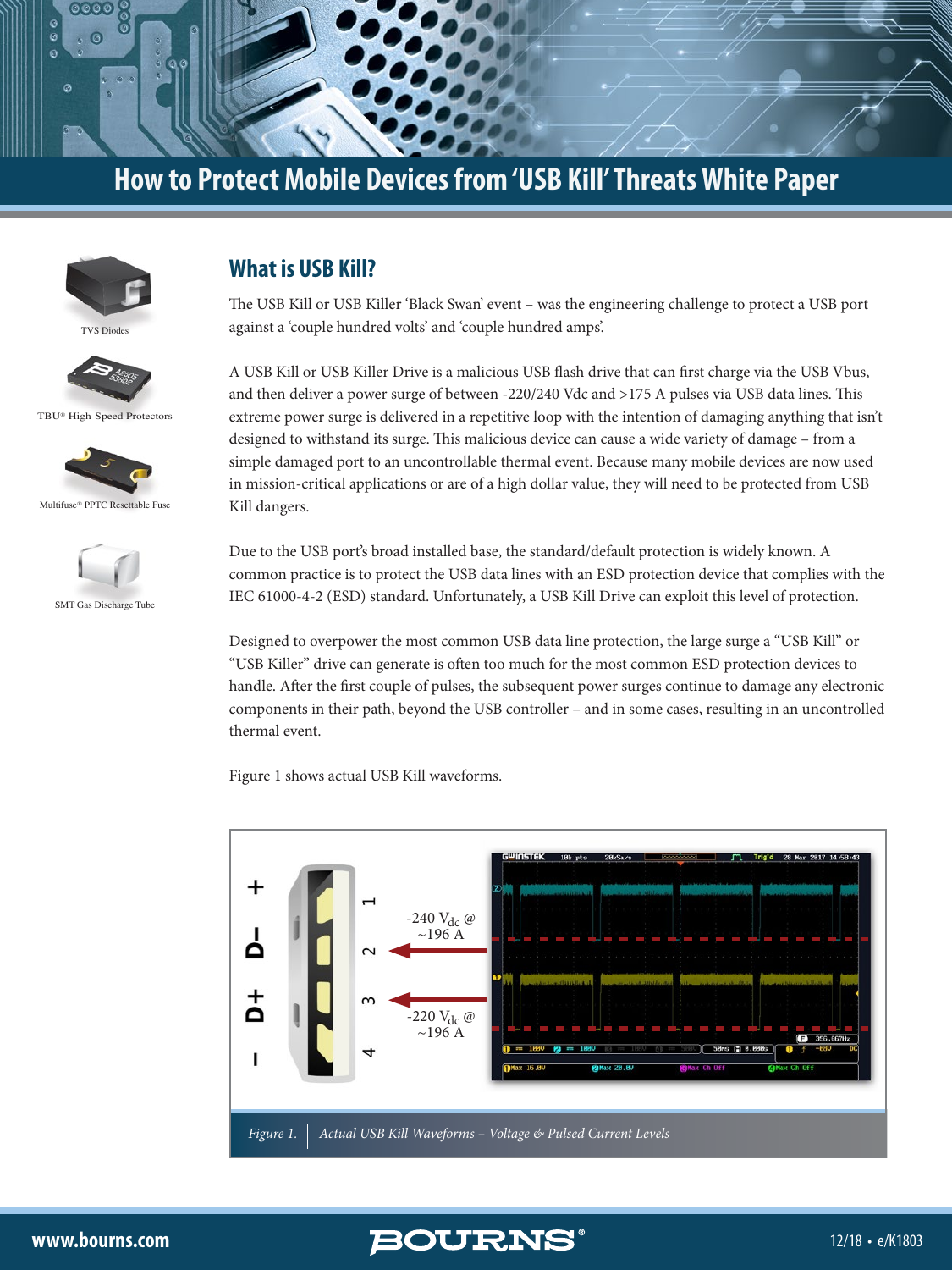# How to Protect Mobile Devices from 'USB Kill' Threats White Paper

TVS Diodes

TBU® High-Speed Protectors

Multifuse® PPTC Resettable Fuse

SMT Gas Discharge Tube

## What is USB Kill?

The USB Kill or USB Killer 'Black Swan' event – was the engineering challenge to protect a USB port against a 'couple hundred volts' and 'couple hundred amps'.

A USB Kill or USB Killer Drive is a malicious USB flash drive that can first charge via the USB Vbus, and then deliver a power surge of between -220/240 Vdc and >175 A pulses via USB data lines. This extreme power surge is delivered in a repetitive loop with the intention of damaging anything that isn't designed to withstand its surge. This malicious device can cause a wide variety of damage – from a simple damaged port to an uncontrollable thermal event. Because many mobile devices are now used in mission-critical applications or are of a high dollar value, they will need to be protected from USB Kill dangers.

Due to the USB port's broad installed base, the standard/default protection is widely known. A common practice is to protect the USB data lines with an ESD protection device that complies with the IEC 61000-4-2 (ESD) standard. Unfortunately, a USB Kill Drive can exploit this level of protection.

Designed to overpower the most common USB data line protection, the large surge a "USB Kill" or "USB Killer" drive can generate is often too much for the most common ESD protection devices to handle. After the first couple of pulses, the subsequent power surges continue to damage any electronic components in their path, beyond the USB controller – and in some cases, resulting in an uncontrolled thermal event.

Figure 1 shows actual USB Kill waveforms.

+ D– D+ –

1 2 3 4

-240 $V_{dc}$ @ ~196 A

-220 $V_{dc}$ @ ~196 A

*Figure 1. Actual USB Kill Waveforms – Voltage & Pulsed Current Levels*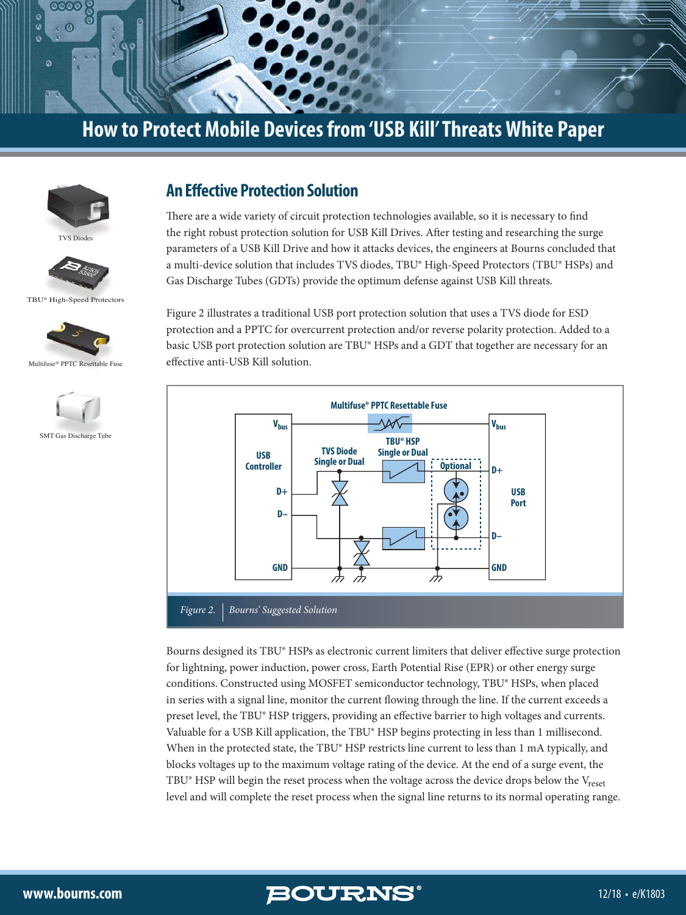## An Effective Protection Solution

There are a wide variety of circuit protection technologies available, so it is necessary to find the right robust protection solution for USB Kill Drives. After testing and researching the surge parameters of a USB Kill Drive and how it attacks devices, the engineers at Bourns concluded that a multi-device solution that includes TVS diodes, TBU® High-Speed Protectors (TBU® HSPs) and Gas Discharge Tubes (GDTs) provide the optimum defense against USB Kill threats.

Figure 2 illustrates a traditional USB port protection solution that uses a TVS diode for ESD protection and a PPTC for overcurrent protection and/or reverse polarity protection. Added to a basic USB port protection solution are TBU® HSPs and a GDT that together are necessary for an effective anti-USB Kill solution.

*Figure 2. Bourns' Suggested Solution*

Bourns designed its TBU® HSPs as electronic current limiters that deliver effective surge protection for lightning, power induction, power cross, Earth Potential Rise (EPR) or other energy surge conditions. Constructed using MOSFET semiconductor technology, TBU® HSPs, when placed in series with a signal line, monitor the current flowing through the line. If the current exceeds a preset level, the TBU® HSP triggers, providing an effective barrier to high voltages and currents. Valuable for a USB Kill application, the TBU® HSP begins protecting in less than 1 millisecond. When in the protected state, the TBU® HSP restricts line current to less than 1 mA typically, and blocks voltages up to the maximum voltage rating of the device. At the end of a surge event, the TBU® HSP will begin the reset process when the voltage across the device drops below the $V_{reset}$ level and will complete the reset process when the signal line returns to its normal operating range.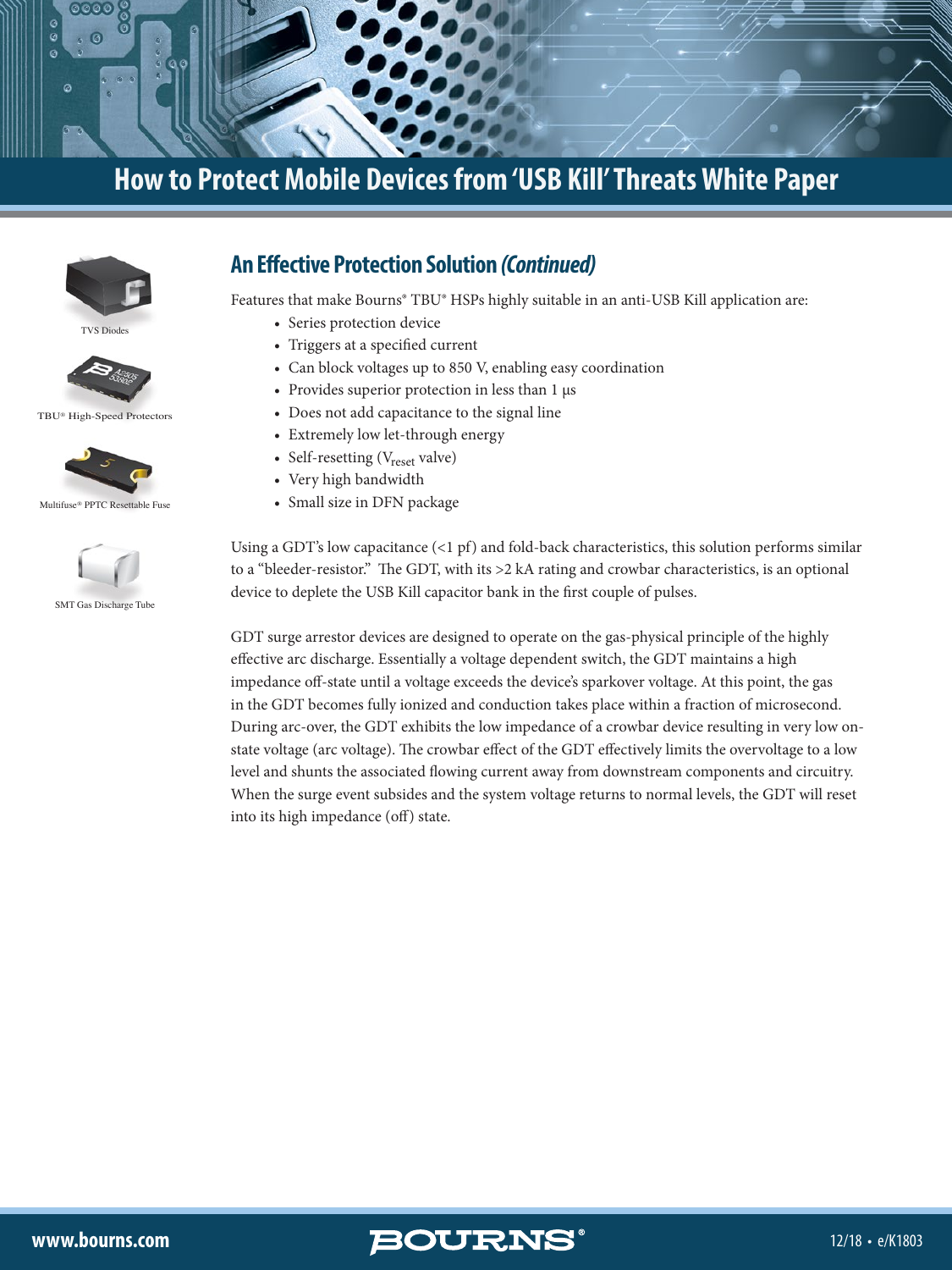## An Effective Protection Solution *(Continued)*

Features that make Bourns® TBU® HSPs highly suitable in an anti-USB Kill application are:

- Series protection device
- Triggers at a specified current
- Can block voltages up to 850 V, enabling easy coordination
- Provides superior protection in less than 1 µs
- Does not add capacitance to the signal line
- Extremely low let-through energy
- Self-resetting ($V_{reset}$ valve)
- Very high bandwidth
- Small size in DFN package

Using a GDT's low capacitance (<1 pf) and fold-back characteristics, this solution performs similar to a "bleeder-resistor." The GDT, with its >2 kA rating and crowbar characteristics, is an optional device to deplete the USB Kill capacitor bank in the first couple of pulses.

GDT surge arrestor devices are designed to operate on the gas-physical principle of the highly effective arc discharge. Essentially a voltage dependent switch, the GDT maintains a high impedance off-state until a voltage exceeds the device's sparkover voltage. At this point, the gas in the GDT becomes fully ionized and conduction takes place within a fraction of microsecond. During arc-over, the GDT exhibits the low impedance of a crowbar device resulting in very low on-state voltage (arc voltage). The crowbar effect of the GDT effectively limits the overvoltage to a low level and shunts the associated flowing current away from downstream components and circuitry. When the surge event subsides and the system voltage returns to normal levels, the GDT will reset into its high impedance (off) state.

TVS Diodes

TBU® High-Speed Protectors

Multifuse® PPTC Resettable Fuse

SMT Gas Discharge Tube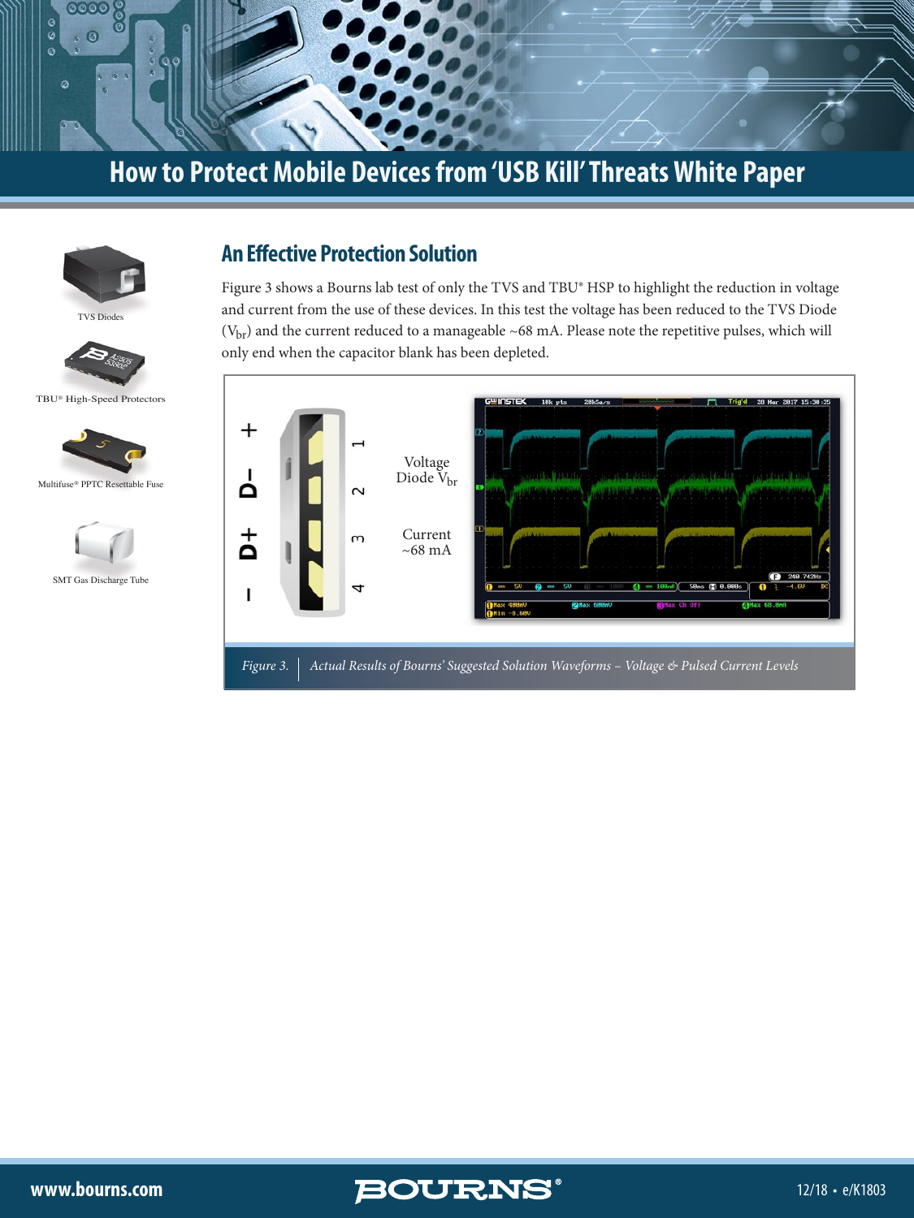## An Effective Protection Solution

Figure 3 shows a Bourns lab test of only the TVS and TBU® HSP to highlight the reduction in voltage and current from the use of these devices. In this test the voltage has been reduced to the TVS Diode ($V_{br}$) and the current reduced to a manageable ~68 mA. Please note the repetitive pulses, which will only end when the capacitor blank has been depleted.

TVS Diodes

TBU® High-Speed Protectors

Multifuse® PPTC Resettable Fuse

SMT Gas Discharge Tube

Voltage Diode $V_{br}$

Current ~68 mA

*Figure 3. Actual Results of Bourns' Suggested Solution Waveforms – Voltage & Pulsed Current Levels*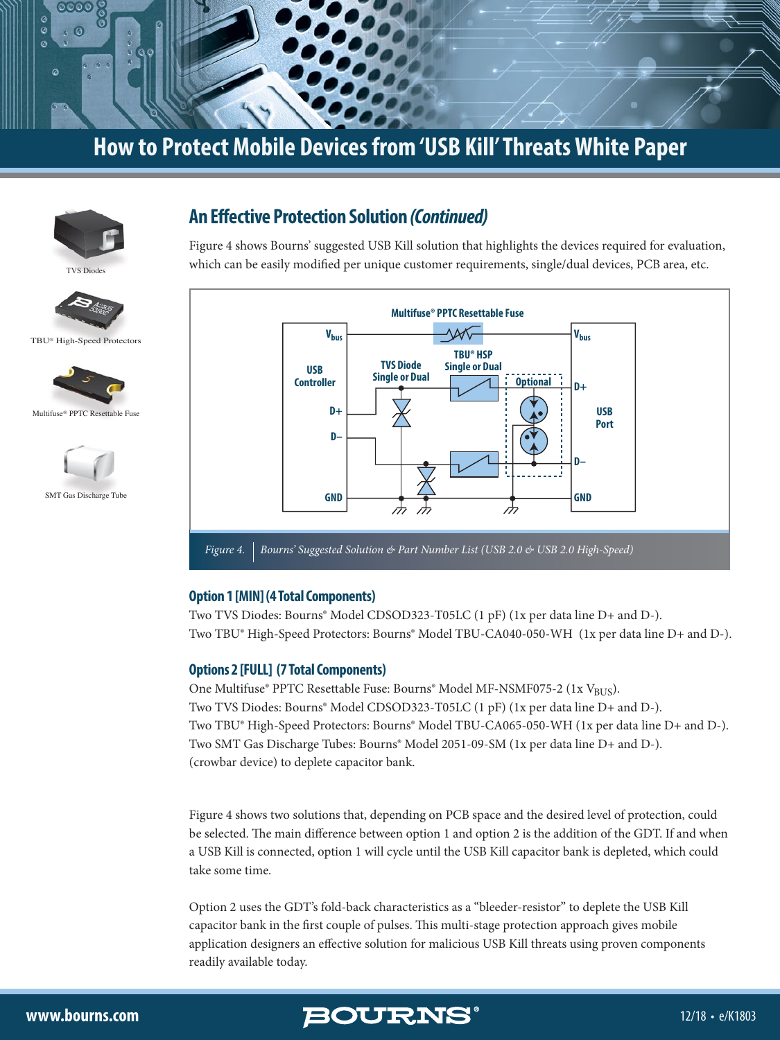# How to Protect Mobile Devices from 'USB Kill' Threats White Paper

TVS Diodes

TBU® High-Speed Protectors

Multifuse® PPTC Resettable Fuse

SMT Gas Discharge Tube

## An Effective Protection Solution *(Continued)*

Figure 4 shows Bourns' suggested USB Kill solution that highlights the devices required for evaluation, which can be easily modified per unique customer requirements, single/dual devices, PCB area, etc.

*Figure 4. Bourns' Suggested Solution & Part Number List (USB 2.0 & USB 2.0 High-Speed)*

### Option 1 [MIN] (4 Total Components)

Two TVS Diodes: Bourns® Model CDSOD323-T05LC (1 pF) (1x per data line D+ and D-).
Two TBU® High-Speed Protectors: Bourns® Model TBU-CA040-050-WH (1x per data line D+ and D-).

### Options 2 [FULL] (7 Total Components)

One Multifuse® PPTC Resettable Fuse: Bourns® Model MF-NSMF075-2 (1x $V_{BUS}$).
Two TVS Diodes: Bourns® Model CDSOD323-T05LC (1 pF) (1x per data line D+ and D-).
Two TBU® High-Speed Protectors: Bourns® Model TBU-CA065-050-WH (1x per data line D+ and D-).
Two SMT Gas Discharge Tubes: Bourns® Model 2051-09-SM (1x per data line D+ and D-).
(crowbar device) to deplete capacitor bank.

Figure 4 shows two solutions that, depending on PCB space and the desired level of protection, could be selected. The main difference between option 1 and option 2 is the addition of the GDT. If and when a USB Kill is connected, option 1 will cycle until the USB Kill capacitor bank is depleted, which could take some time.

Option 2 uses the GDT's fold-back characteristics as a "bleeder-resistor" to deplete the USB Kill capacitor bank in the first couple of pulses. This multi-stage protection approach gives mobile application designers an effective solution for malicious USB Kill threats using proven components readily available today.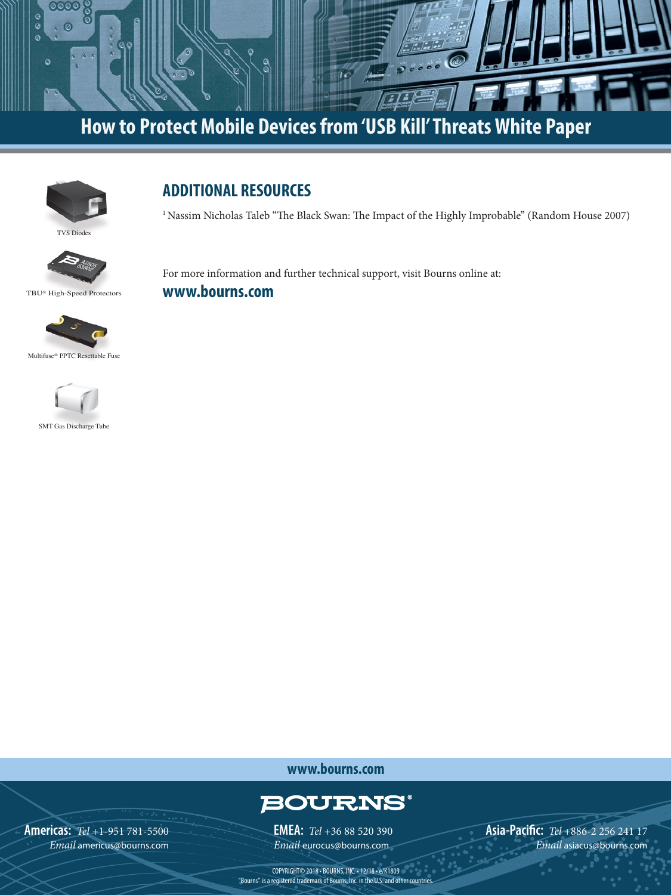# How to Protect Mobile Devices from 'USB Kill' Threats White Paper

TVS Diodes

TBU® High-Speed Protectors

Multifuse® PPTC Resettable Fuse

SMT Gas Discharge Tube

## ADDITIONAL RESOURCES

[1] Nassim Nicholas Taleb "The Black Swan: The Impact of the Highly Improbable" (Random House 2007)

For more information and further technical support, visit Bourns online at:

**www.bourns.com**

**www.bourns.com**

BOURNS®

**Americas:** *Tel* +1-951 781-5500
*Email* americus@bourns.com

**EMEA:** *Tel* +36 88 520 390
*Email* eurocus@bourns.com

**Asia-Pacific:** *Tel* +886-2 256 241 17
*Email* asiacus@bourns.com

COPYRIGHT© 2018 • BOURNS, INC. • 12/18 • e/K1803
"Bourns" is a registered trademark of Bourns, Inc. in the U.S. and other countries.